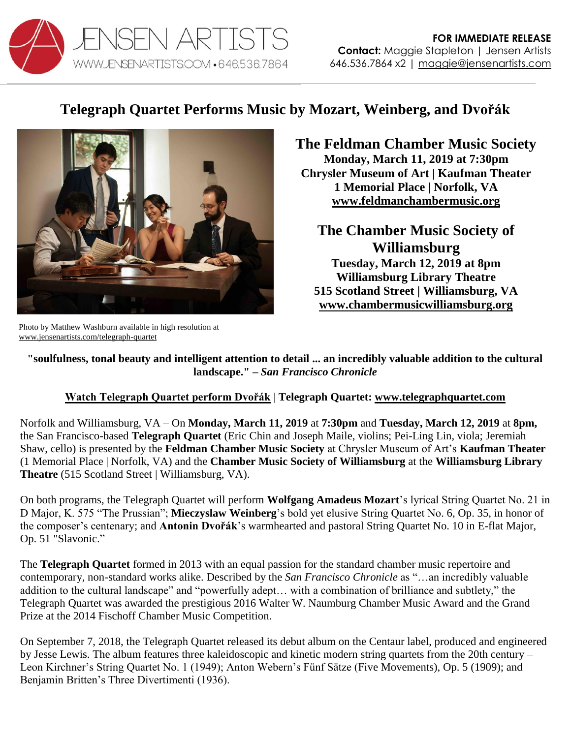JENSEN ARTISTS
WWW.JENSENARTISTS.COM • 646.536.7864

**FOR IMMEDIATE RELEASE**
**Contact:** Maggie Stapleton | Jensen Artists
646.536.7864 x2 | maggie@jensenartists.com

# Telegraph Quartet Performs Music by Mozart, Weinberg, and Dvořák

## The Feldman Chamber Music Society

**Monday, March 11, 2019 at 7:30pm**
**Chrysler Museum of Art | Kaufman Theater**
**1 Memorial Place | Norfolk, VA**
**www.feldmanchambermusic.org**

## The Chamber Music Society of Williamsburg

**Tuesday, March 12, 2019 at 8pm**
**Williamsburg Library Theatre**
**515 Scotland Street | Williamsburg, VA**
**www.chambermusicwilliamsburg.org**

Photo by Matthew Washburn available in high resolution at www.jensenartists.com/telegraph-quartet

**"soulfulness, tonal beauty and intelligent attention to detail ... an incredibly valuable addition to the cultural landscape." – *San Francisco Chronicle***

**Watch Telegraph Quartet perform Dvořák | Telegraph Quartet: www.telegraphquartet.com**

Norfolk and Williamsburg, VA – On **Monday, March 11, 2019** at **7:30pm** and **Tuesday, March 12, 2019** at **8pm,** the San Francisco-based **Telegraph Quartet** (Eric Chin and Joseph Maile, violins; Pei-Ling Lin, viola; Jeremiah Shaw, cello) is presented by the **Feldman Chamber Music Society** at Chrysler Museum of Art's **Kaufman Theater** (1 Memorial Place | Norfolk, VA) and the **Chamber Music Society of Williamsburg** at the **Williamsburg Library Theatre** (515 Scotland Street | Williamsburg, VA).

On both programs, the Telegraph Quartet will perform **Wolfgang Amadeus Mozart**'s lyrical String Quartet No. 21 in D Major, K. 575 "The Prussian"; **Mieczyslaw Weinberg**'s bold yet elusive String Quartet No. 6, Op. 35, in honor of the composer's centenary; and **Antonin Dvořák**'s warmhearted and pastoral String Quartet No. 10 in E-flat Major, Op. 51 "Slavonic."

The **Telegraph Quartet** formed in 2013 with an equal passion for the standard chamber music repertoire and contemporary, non-standard works alike. Described by the *San Francisco Chronicle* as "…an incredibly valuable addition to the cultural landscape" and "powerfully adept… with a combination of brilliance and subtlety," the Telegraph Quartet was awarded the prestigious 2016 Walter W. Naumburg Chamber Music Award and the Grand Prize at the 2014 Fischoff Chamber Music Competition.

On September 7, 2018, the Telegraph Quartet released its debut album on the Centaur label, produced and engineered by Jesse Lewis. The album features three kaleidoscopic and kinetic modern string quartets from the 20th century – Leon Kirchner's String Quartet No. 1 (1949); Anton Webern's Fünf Sätze (Five Movements), Op. 5 (1909); and Benjamin Britten's Three Divertimenti (1936).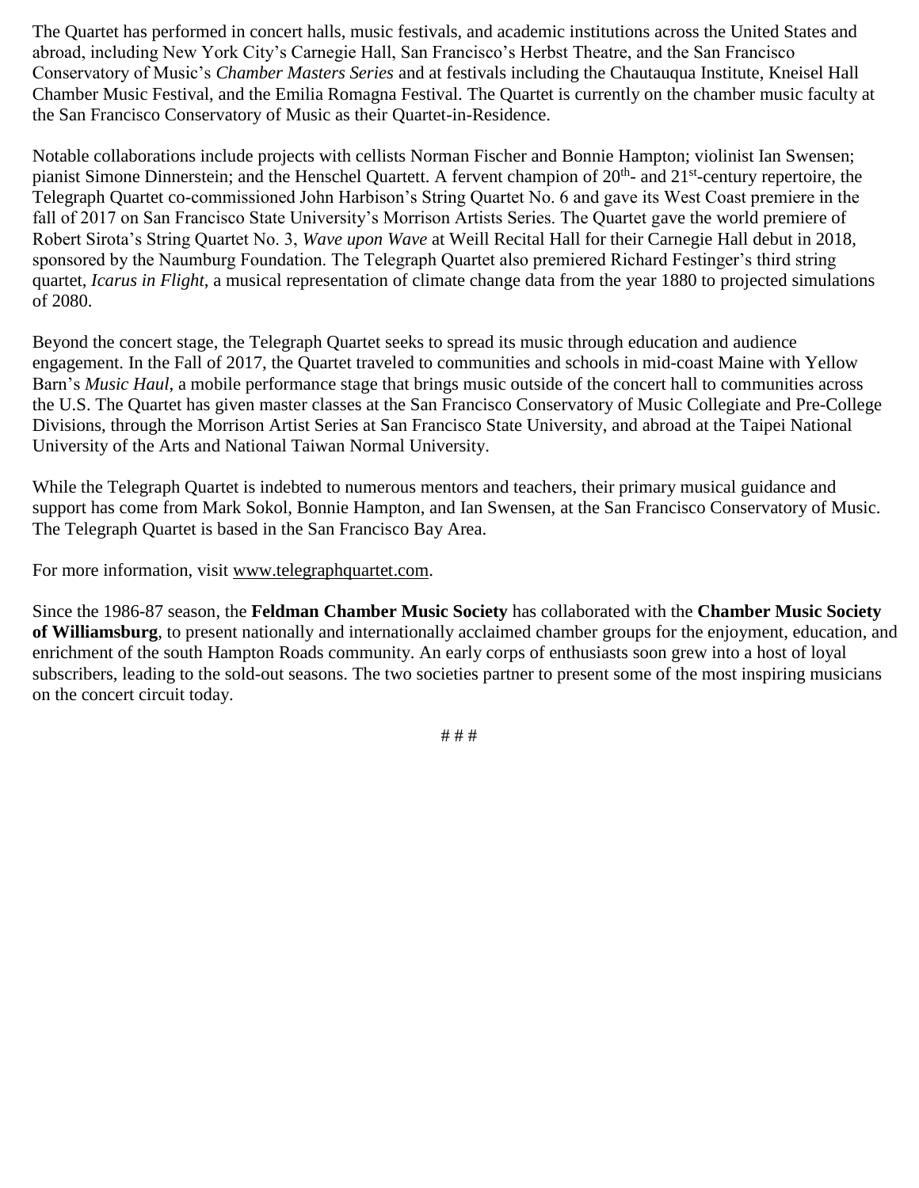The Quartet has performed in concert halls, music festivals, and academic institutions across the United States and abroad, including New York City's Carnegie Hall, San Francisco's Herbst Theatre, and the San Francisco Conservatory of Music's *Chamber Masters Series* and at festivals including the Chautauqua Institute, Kneisel Hall Chamber Music Festival, and the Emilia Romagna Festival. The Quartet is currently on the chamber music faculty at the San Francisco Conservatory of Music as their Quartet-in-Residence.

Notable collaborations include projects with cellists Norman Fischer and Bonnie Hampton; violinist Ian Swensen; pianist Simone Dinnerstein; and the Henschel Quartett. A fervent champion of 20th- and 21st-century repertoire, the Telegraph Quartet co-commissioned John Harbison's String Quartet No. 6 and gave its West Coast premiere in the fall of 2017 on San Francisco State University's Morrison Artists Series. The Quartet gave the world premiere of Robert Sirota's String Quartet No. 3, *Wave upon Wave* at Weill Recital Hall for their Carnegie Hall debut in 2018, sponsored by the Naumburg Foundation. The Telegraph Quartet also premiered Richard Festinger's third string quartet, *Icarus in Flight*, a musical representation of climate change data from the year 1880 to projected simulations of 2080.

Beyond the concert stage, the Telegraph Quartet seeks to spread its music through education and audience engagement. In the Fall of 2017, the Quartet traveled to communities and schools in mid-coast Maine with Yellow Barn's *Music Haul*, a mobile performance stage that brings music outside of the concert hall to communities across the U.S. The Quartet has given master classes at the San Francisco Conservatory of Music Collegiate and Pre-College Divisions, through the Morrison Artist Series at San Francisco State University, and abroad at the Taipei National University of the Arts and National Taiwan Normal University.

While the Telegraph Quartet is indebted to numerous mentors and teachers, their primary musical guidance and support has come from Mark Sokol, Bonnie Hampton, and Ian Swensen, at the San Francisco Conservatory of Music. The Telegraph Quartet is based in the San Francisco Bay Area.

For more information, visit www.telegraphquartet.com.

Since the 1986-87 season, the **Feldman Chamber Music Society** has collaborated with the **Chamber Music Society of Williamsburg**, to present nationally and internationally acclaimed chamber groups for the enjoyment, education, and enrichment of the south Hampton Roads community. An early corps of enthusiasts soon grew into a host of loyal subscribers, leading to the sold-out seasons. The two societies partner to present some of the most inspiring musicians on the concert circuit today.

# # #